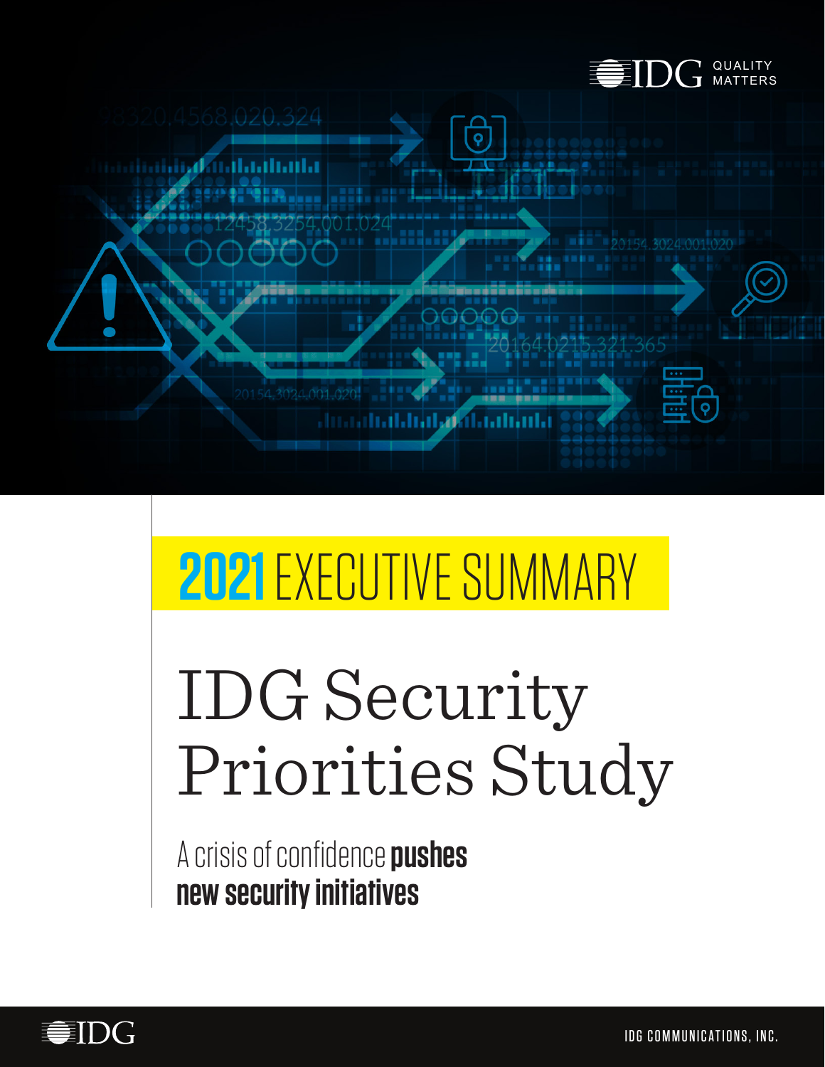# 2021 EXECUTIVE SUMMARY

# IDG Security Priorities Study

A crisis of confidence **pushes new security initiatives**

IDG COMMUNICATIONS, INC.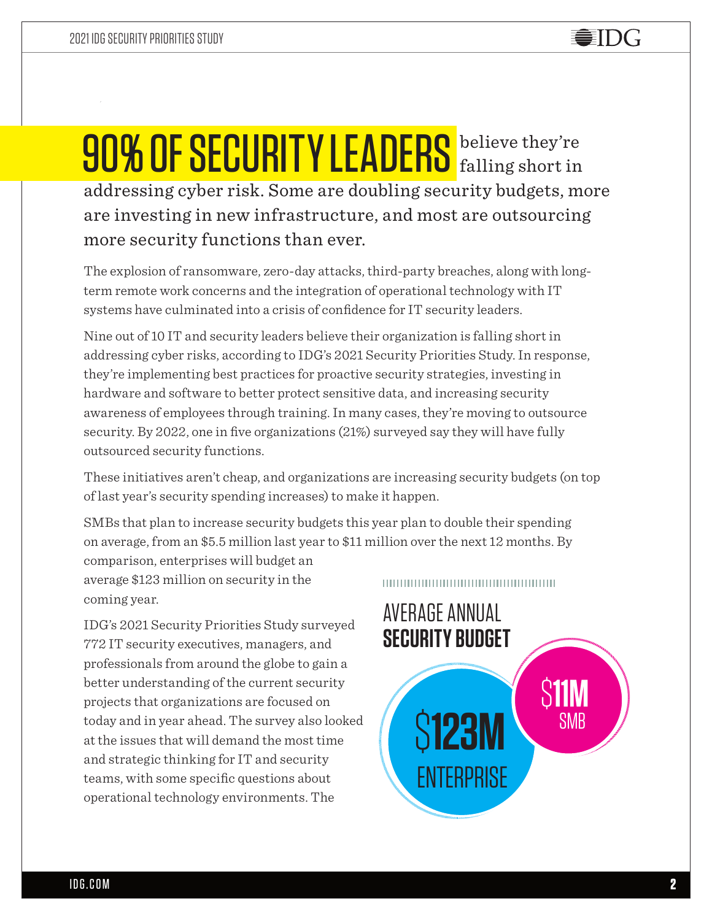# 90% OF SECURITY LEADERS believe they're falling short in addressing cyber risk. Some are doubling security budgets, more are investing in new infrastructure, and most are outsourcing more security functions than ever.

The explosion of ransomware, zero-day attacks, third-party breaches, along with long-term remote work concerns and the integration of operational technology with IT systems have culminated into a crisis of confidence for IT security leaders.

Nine out of 10 IT and security leaders believe their organization is falling short in addressing cyber risks, according to IDG's 2021 Security Priorities Study. In response, they're implementing best practices for proactive security strategies, investing in hardware and software to better protect sensitive data, and increasing security awareness of employees through training. In many cases, they're moving to outsource security. By 2022, one in five organizations (21%) surveyed say they will have fully outsourced security functions.

These initiatives aren't cheap, and organizations are increasing security budgets (on top of last year's security spending increases) to make it happen.

SMBs that plan to increase security budgets this year plan to double their spending on average, from an $5.5 million last year to $11 million over the next 12 months. By comparison, enterprises will budget an average $123 million on security in the coming year.

IDG's 2021 Security Priorities Study surveyed 772 IT security executives, managers, and professionals from around the globe to gain a better understanding of the current security projects that organizations are focused on today and in year ahead. The survey also looked at the issues that will demand the most time and strategic thinking for IT and security teams, with some specific questions about operational technology environments. The

## AVERAGE ANNUAL **SECURITY BUDGET**

**$123M** ENTERPRISE

**$11M** SMB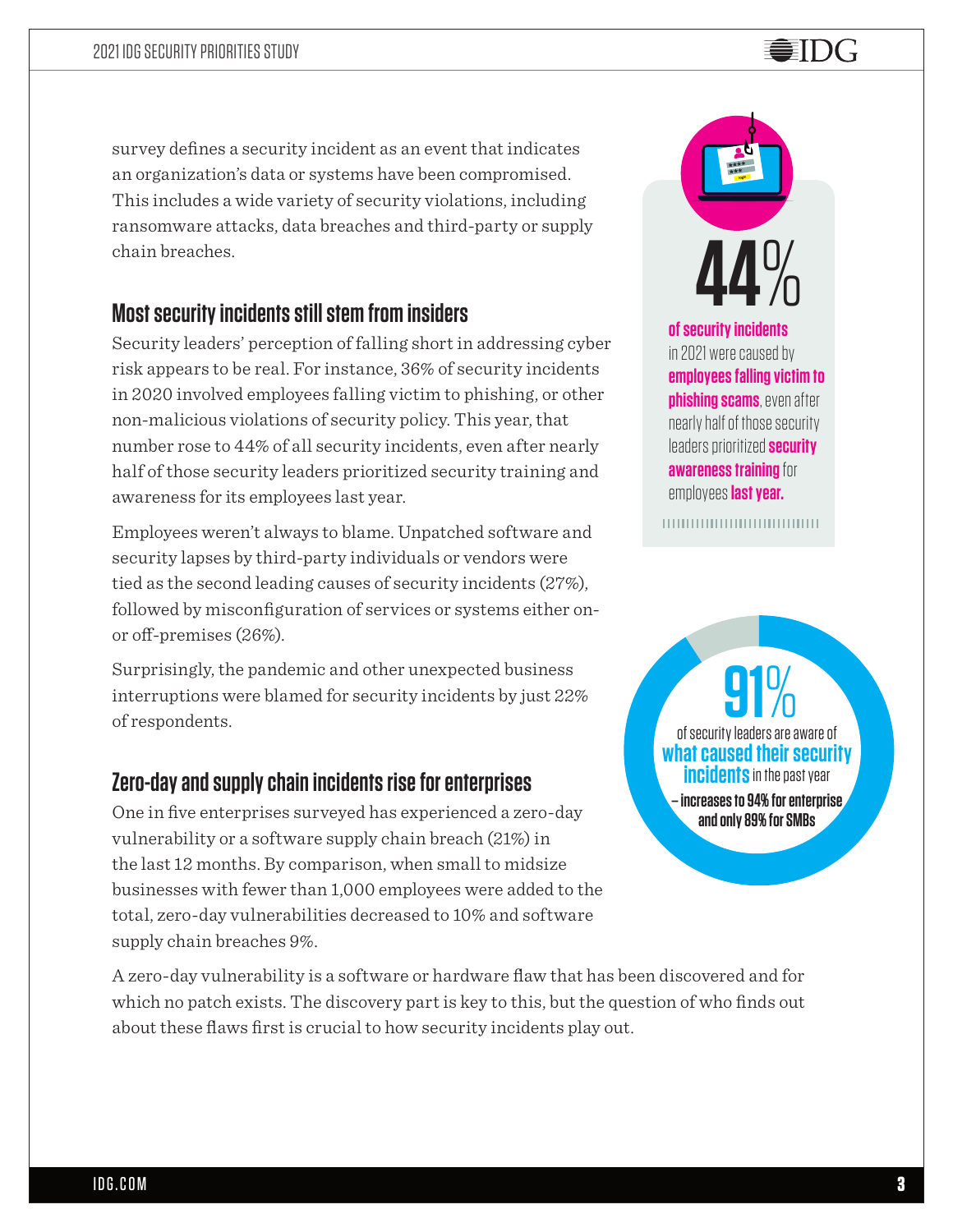survey defines a security incident as an event that indicates an organization's data or systems have been compromised. This includes a wide variety of security violations, including ransomware attacks, data breaches and third-party or supply chain breaches.

## Most security incidents still stem from insiders

Security leaders' perception of falling short in addressing cyber risk appears to be real. For instance, 36% of security incidents in 2020 involved employees falling victim to phishing, or other non-malicious violations of security policy. This year, that number rose to 44% of all security incidents, even after nearly half of those security leaders prioritized security training and awareness for its employees last year.

Employees weren't always to blame. Unpatched software and security lapses by third-party individuals or vendors were tied as the second leading causes of security incidents (27%), followed by misconfiguration of services or systems either on- or off-premises (26%).

Surprisingly, the pandemic and other unexpected business interruptions were blamed for security incidents by just 22% of respondents.

**44%**

**of security incidents** in 2021 were caused by **employees falling victim to phishing scams**, even after nearly half of those security leaders prioritized **security awareness training** for employees **last year.**

## Zero-day and supply chain incidents rise for enterprises

One in five enterprises surveyed has experienced a zero-day vulnerability or a software supply chain breach (21%) in the last 12 months. By comparison, when small to midsize businesses with fewer than 1,000 employees were added to the total, zero-day vulnerabilities decreased to 10% and software supply chain breaches 9%.

**91%**

of security leaders are aware of **what caused their security incidents** in the past year **– increases to 94% for enterprise and only 89% for SMBs**

A zero-day vulnerability is a software or hardware flaw that has been discovered and for which no patch exists. The discovery part is key to this, but the question of who finds out about these flaws first is crucial to how security incidents play out.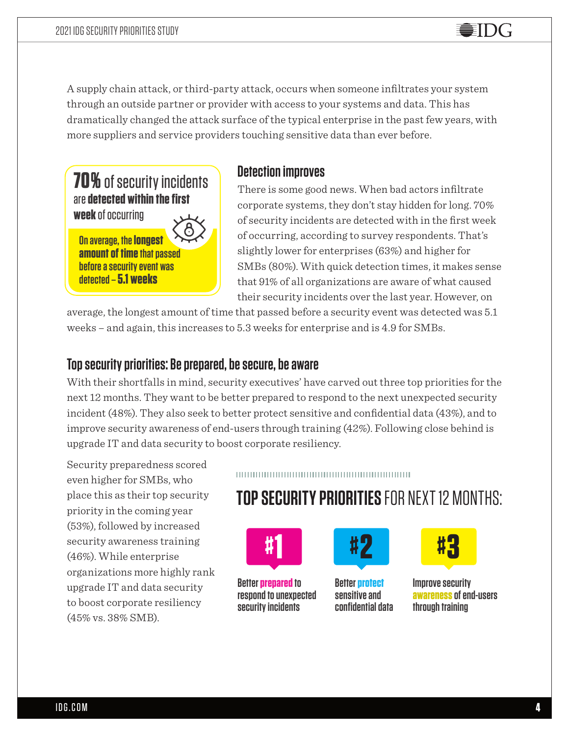A supply chain attack, or third-party attack, occurs when someone infiltrates your system through an outside partner or provider with access to your systems and data. This has dramatically changed the attack surface of the typical enterprise in the past few years, with more suppliers and service providers touching sensitive data than ever before.

**70%** of security incidents are **detected within the first week** of occurring

On average, the **longest amount of time** that passed before a security event was detected – **5.1 weeks**

## Detection improves

There is some good news. When bad actors infiltrate corporate systems, they don't stay hidden for long. 70% of security incidents are detected with in the first week of occurring, according to survey respondents. That's slightly lower for enterprises (63%) and higher for SMBs (80%). With quick detection times, it makes sense that 91% of all organizations are aware of what caused their security incidents over the last year. However, on average, the longest amount of time that passed before a security event was detected was 5.1 weeks – and again, this increases to 5.3 weeks for enterprise and is 4.9 for SMBs.

## Top security priorities: Be prepared, be secure, be aware

With their shortfalls in mind, security executives' have carved out three top priorities for the next 12 months. They want to be better prepared to respond to the next unexpected security incident (48%). They also seek to better protect sensitive and confidential data (43%), and to improve security awareness of end-users through training (42%). Following close behind is upgrade IT and data security to boost corporate resiliency.

Security preparedness scored even higher for SMBs, who place this as their top security priority in the coming year (53%), followed by increased security awareness training (46%). While enterprise organizations more highly rank upgrade IT and data security to boost corporate resiliency (45% vs. 38% SMB).

**TOP SECURITY PRIORITIES** FOR NEXT 12 MONTHS:

**#1** Better **prepared** to respond to unexpected security incidents

**#2** Better **protect** sensitive and confidential data

**#3** Improve security **awareness** of end-users through training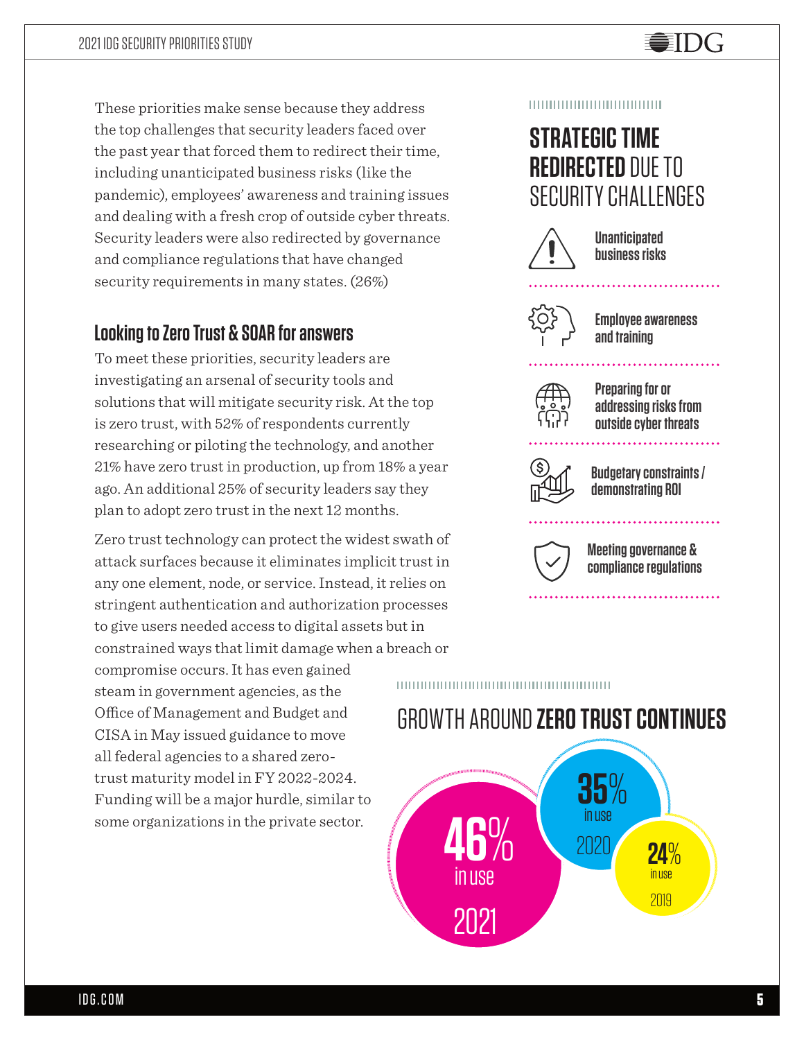These priorities make sense because they address the top challenges that security leaders faced over the past year that forced them to redirect their time, including unanticipated business risks (like the pandemic), employees' awareness and training issues and dealing with a fresh crop of outside cyber threats. Security leaders were also redirected by governance and compliance regulations that have changed security requirements in many states. (26%)

## Looking to Zero Trust & SOAR for answers

To meet these priorities, security leaders are investigating an arsenal of security tools and solutions that will mitigate security risk. At the top is zero trust, with 52% of respondents currently researching or piloting the technology, and another 21% have zero trust in production, up from 18% a year ago. An additional 25% of security leaders say they plan to adopt zero trust in the next 12 months.

Zero trust technology can protect the widest swath of attack surfaces because it eliminates implicit trust in any one element, node, or service. Instead, it relies on stringent authentication and authorization processes to give users needed access to digital assets but in constrained ways that limit damage when a breach or compromise occurs. It has even gained steam in government agencies, as the Office of Management and Budget and CISA in May issued guidance to move all federal agencies to a shared zero-trust maturity model in FY 2022-2024. Funding will be a major hurdle, similar to some organizations in the private sector.

### STRATEGIC TIME REDIRECTED DUE TO SECURITY CHALLENGES

- Unanticipated business risks
- Employee awareness and training
- Preparing for or addressing risks from outside cyber threats
- Budgetary constraints / demonstrating ROI
- Meeting governance & compliance regulations

### GROWTH AROUND ZERO TRUST CONTINUES

- 46% in use — 2021
- 35% in use — 2020
- 24% in use — 2019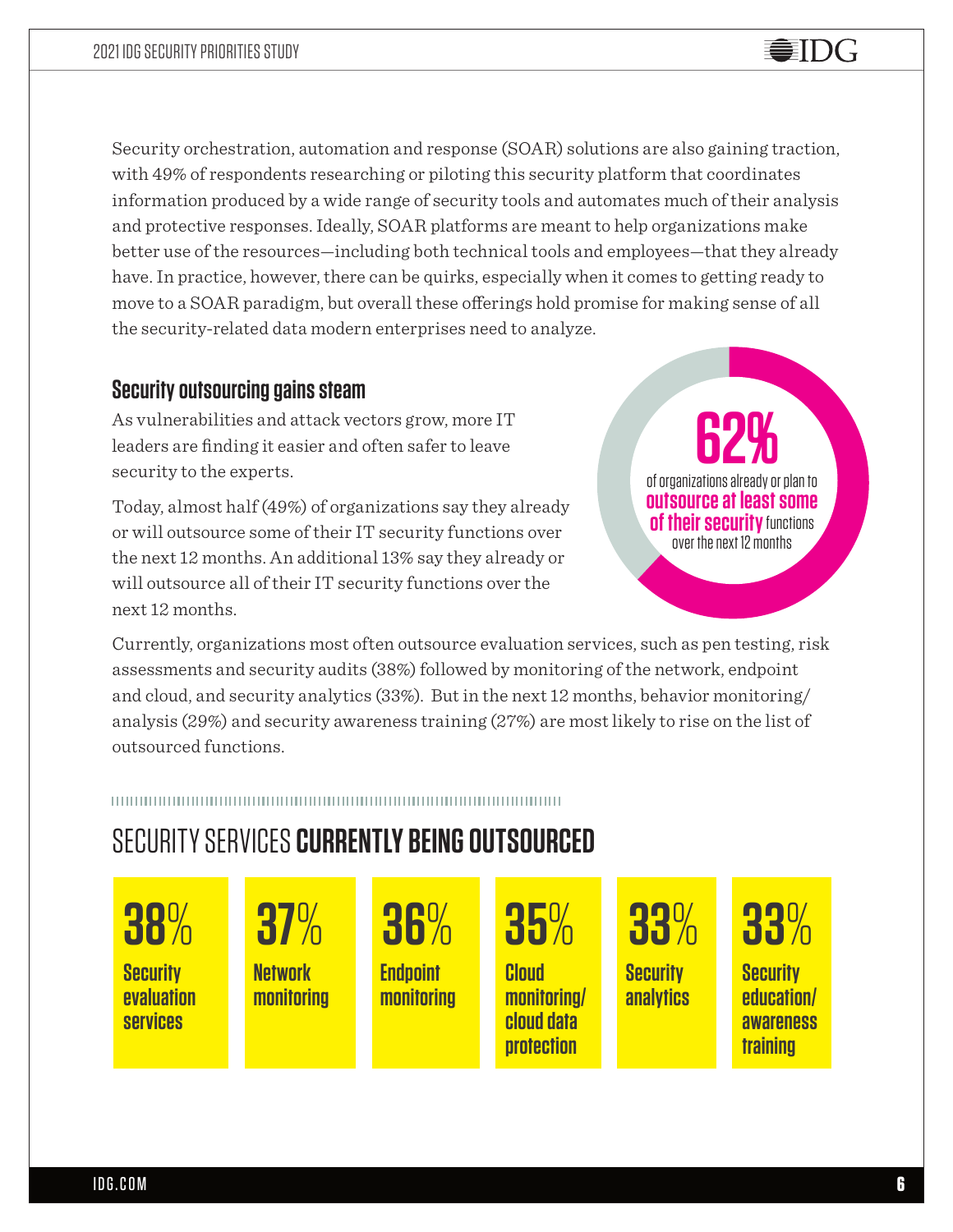Security orchestration, automation and response (SOAR) solutions are also gaining traction, with 49% of respondents researching or piloting this security platform that coordinates information produced by a wide range of security tools and automates much of their analysis and protective responses. Ideally, SOAR platforms are meant to help organizations make better use of the resources—including both technical tools and employees—that they already have. In practice, however, there can be quirks, especially when it comes to getting ready to move to a SOAR paradigm, but overall these offerings hold promise for making sense of all the security-related data modern enterprises need to analyze.

## Security outsourcing gains steam

As vulnerabilities and attack vectors grow, more IT leaders are finding it easier and often safer to leave security to the experts.

Today, almost half (49%) of organizations say they already or will outsource some of their IT security functions over the next 12 months. An additional 13% say they already or will outsource all of their IT security functions over the next 12 months.

**62%** of organizations already or plan to **outsource at least some of their security** functions over the next 12 months

Currently, organizations most often outsource evaluation services, such as pen testing, risk assessments and security audits (38%) followed by monitoring of the network, endpoint and cloud, and security analytics (33%). But in the next 12 months, behavior monitoring/analysis (29%) and security awareness training (27%) are most likely to rise on the list of outsourced functions.

## SECURITY SERVICES **CURRENTLY BEING OUTSOURCED**

| 38% | 37% | 36% | 35% | 33% | 33% |
|---|---|---|---|---|---|
| Security evaluation services | Network monitoring | Endpoint monitoring | Cloud monitoring/ cloud data protection | Security analytics | Security education/ awareness training |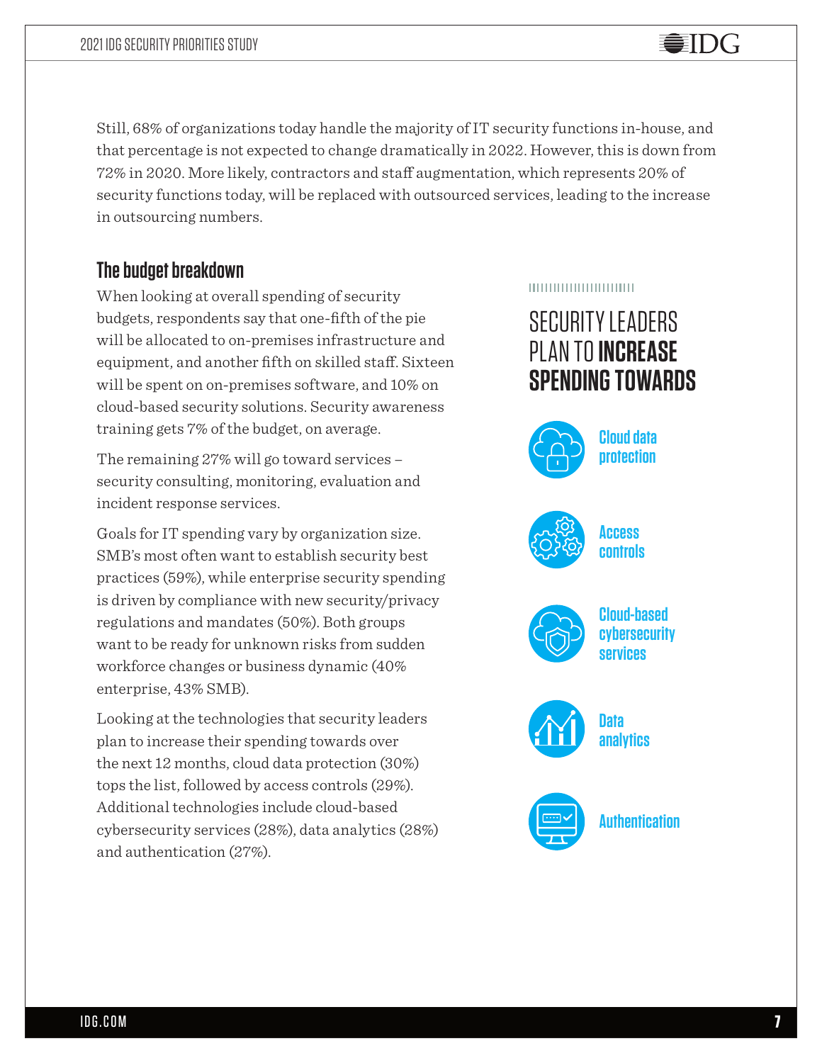Still, 68% of organizations today handle the majority of IT security functions in-house, and that percentage is not expected to change dramatically in 2022. However, this is down from 72% in 2020. More likely, contractors and staff augmentation, which represents 20% of security functions today, will be replaced with outsourced services, leading to the increase in outsourcing numbers.

## The budget breakdown

When looking at overall spending of security budgets, respondents say that one-fifth of the pie will be allocated to on-premises infrastructure and equipment, and another fifth on skilled staff. Sixteen will be spent on on-premises software, and 10% on cloud-based security solutions. Security awareness training gets 7% of the budget, on average.

The remaining 27% will go toward services – security consulting, monitoring, evaluation and incident response services.

Goals for IT spending vary by organization size. SMB's most often want to establish security best practices (59%), while enterprise security spending is driven by compliance with new security/privacy regulations and mandates (50%). Both groups want to be ready for unknown risks from sudden workforce changes or business dynamic (40% enterprise, 43% SMB).

Looking at the technologies that security leaders plan to increase their spending towards over the next 12 months, cloud data protection (30%) tops the list, followed by access controls (29%). Additional technologies include cloud-based cybersecurity services (28%), data analytics (28%) and authentication (27%).

### SECURITY LEADERS PLAN TO **INCREASE SPENDING TOWARDS**

- Cloud data protection
- Access controls
- Cloud-based cybersecurity services
- Data analytics
- Authentication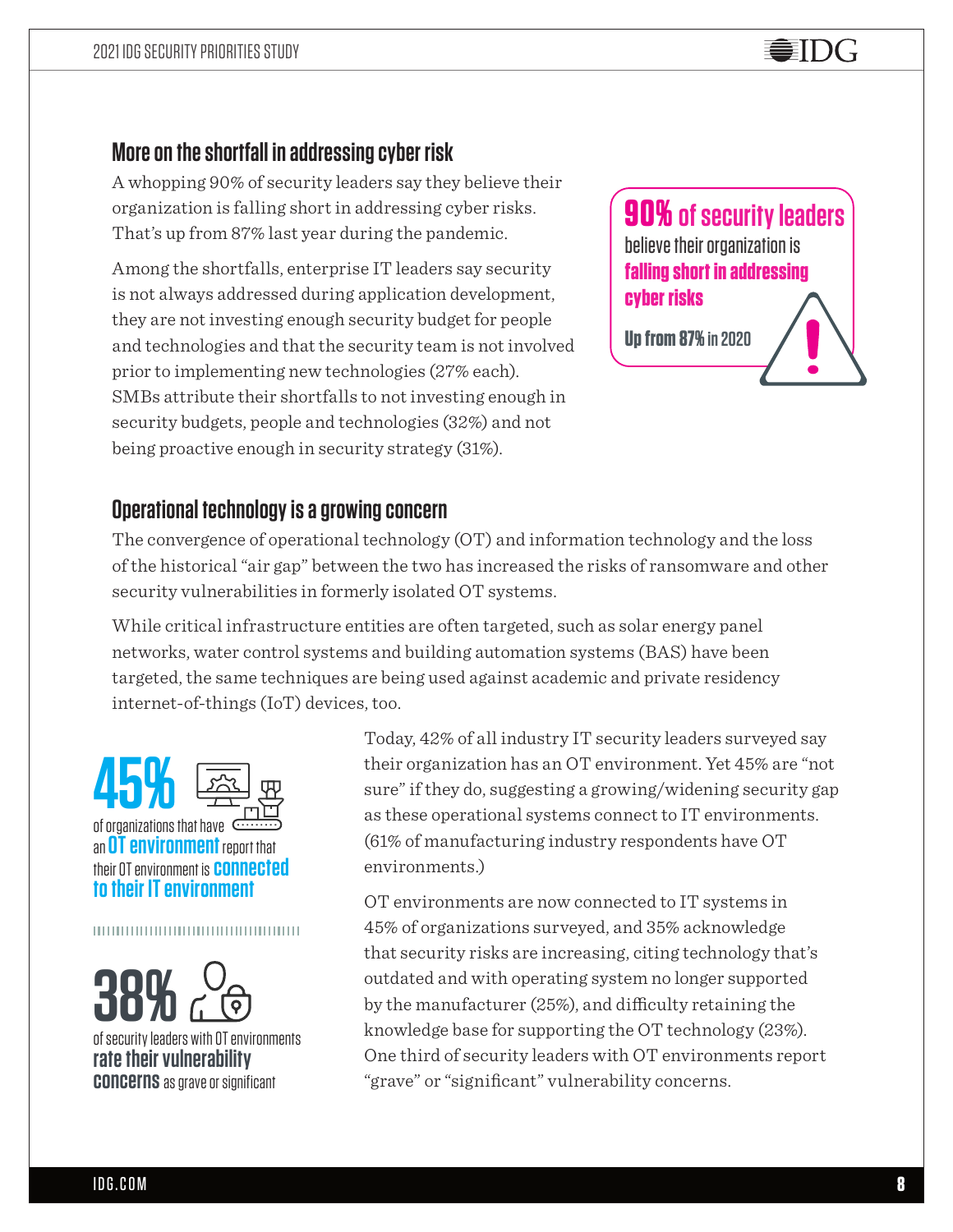## More on the shortfall in addressing cyber risk

A whopping 90% of security leaders say they believe their organization is falling short in addressing cyber risks. That's up from 87% last year during the pandemic.

Among the shortfalls, enterprise IT leaders say security is not always addressed during application development, they are not investing enough security budget for people and technologies and that the security team is not involved prior to implementing new technologies (27% each). SMBs attribute their shortfalls to not investing enough in security budgets, people and technologies (32%) and not being proactive enough in security strategy (31%).

**90% of security leaders** believe their organization is **falling short in addressing cyber risks**

**Up from 87%** in 2020

## Operational technology is a growing concern

The convergence of operational technology (OT) and information technology and the loss of the historical "air gap" between the two has increased the risks of ransomware and other security vulnerabilities in formerly isolated OT systems.

While critical infrastructure entities are often targeted, such as solar energy panel networks, water control systems and building automation systems (BAS) have been targeted, the same techniques are being used against academic and private residency internet-of-things (IoT) devices, too.

**45%** of organizations that have an **OT environment** report that their OT environment is **connected to their IT environment**

**38%** of security leaders with OT environments **rate their vulnerability concerns** as grave or significant

Today, 42% of all industry IT security leaders surveyed say their organization has an OT environment. Yet 45% are "not sure" if they do, suggesting a growing/widening security gap as these operational systems connect to IT environments. (61% of manufacturing industry respondents have OT environments.)

OT environments are now connected to IT systems in 45% of organizations surveyed, and 35% acknowledge that security risks are increasing, citing technology that's outdated and with operating system no longer supported by the manufacturer (25%), and difficulty retaining the knowledge base for supporting the OT technology (23%). One third of security leaders with OT environments report "grave" or "significant" vulnerability concerns.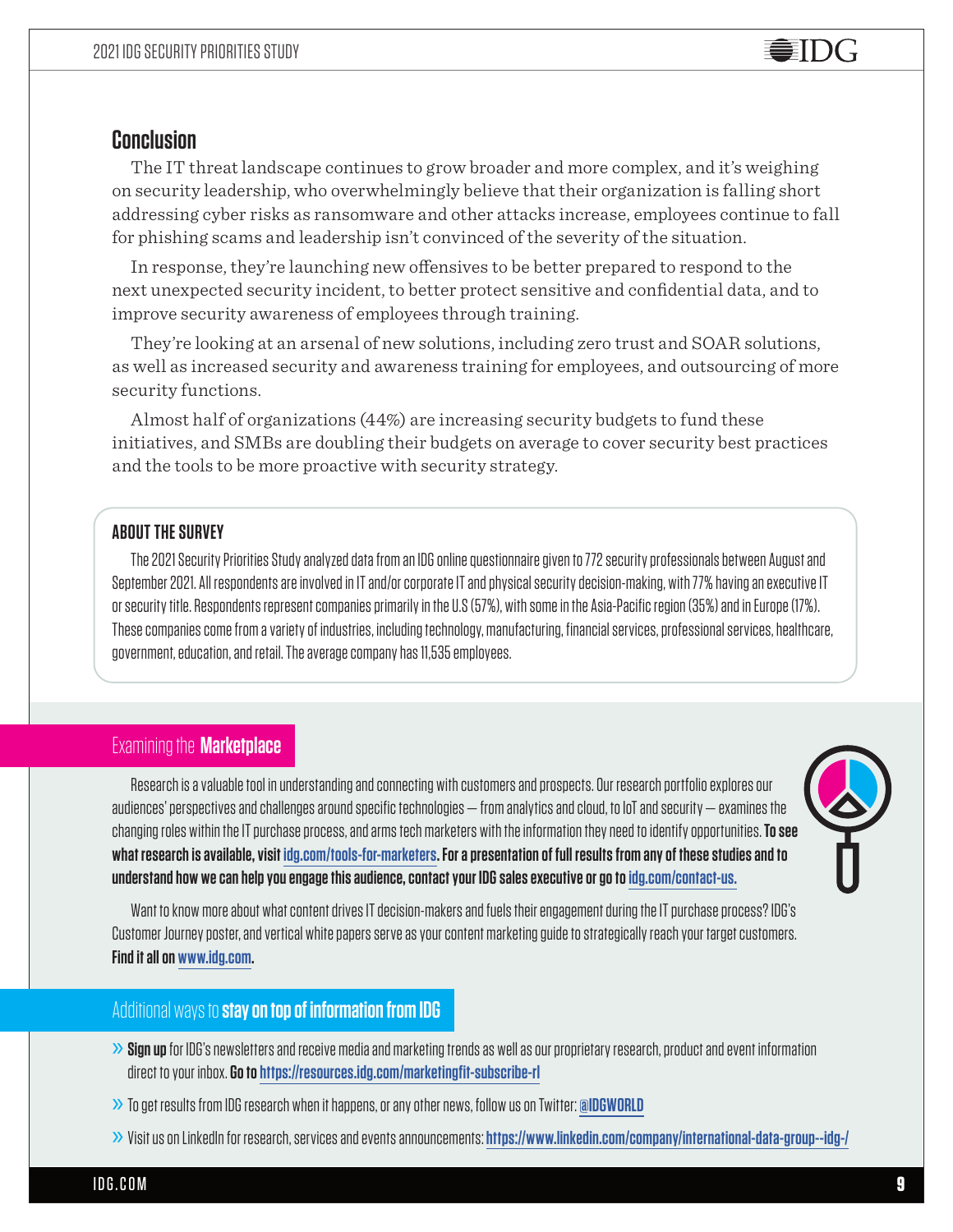## Conclusion

The IT threat landscape continues to grow broader and more complex, and it's weighing on security leadership, who overwhelmingly believe that their organization is falling short addressing cyber risks as ransomware and other attacks increase, employees continue to fall for phishing scams and leadership isn't convinced of the severity of the situation.

In response, they're launching new offensives to be better prepared to respond to the next unexpected security incident, to better protect sensitive and confidential data, and to improve security awareness of employees through training.

They're looking at an arsenal of new solutions, including zero trust and SOAR solutions, as well as increased security and awareness training for employees, and outsourcing of more security functions.

Almost half of organizations (44%) are increasing security budgets to fund these initiatives, and SMBs are doubling their budgets on average to cover security best practices and the tools to be more proactive with security strategy.

### ABOUT THE SURVEY

The 2021 Security Priorities Study analyzed data from an IDG online questionnaire given to 772 security professionals between August and September 2021. All respondents are involved in IT and/or corporate IT and physical security decision-making, with 77% having an executive IT or security title. Respondents represent companies primarily in the U.S (57%), with some in the Asia-Pacific region (35%) and in Europe (17%). These companies come from a variety of industries, including technology, manufacturing, financial services, professional services, healthcare, government, education, and retail. The average company has 11,535 employees.

## Examining the **Marketplace**

Research is a valuable tool in understanding and connecting with customers and prospects. Our research portfolio explores our audiences' perspectives and challenges around specific technologies — from analytics and cloud, to IoT and security — examines the changing roles within the IT purchase process, and arms tech marketers with the information they need to identify opportunities. **To see what research is available, visit idg.com/tools-for-marketers. For a presentation of full results from any of these studies and to understand how we can help you engage this audience, contact your IDG sales executive or go to idg.com/contact-us.**

Want to know more about what content drives IT decision-makers and fuels their engagement during the IT purchase process? IDG's Customer Journey poster, and vertical white papers serve as your content marketing guide to strategically reach your target customers. **Find it all on www.idg.com.**

## Additional ways to **stay on top of information from IDG**

» **Sign up** for IDG's newsletters and receive media and marketing trends as well as our proprietary research, product and event information direct to your inbox. **Go to https://resources.idg.com/marketingfit-subscribe-rl**

» To get results from IDG research when it happens, or any other news, follow us on Twitter: **@IDGWORLD**

» Visit us on LinkedIn for research, services and events announcements: **https://www.linkedin.com/company/international-data-group--idg-/**